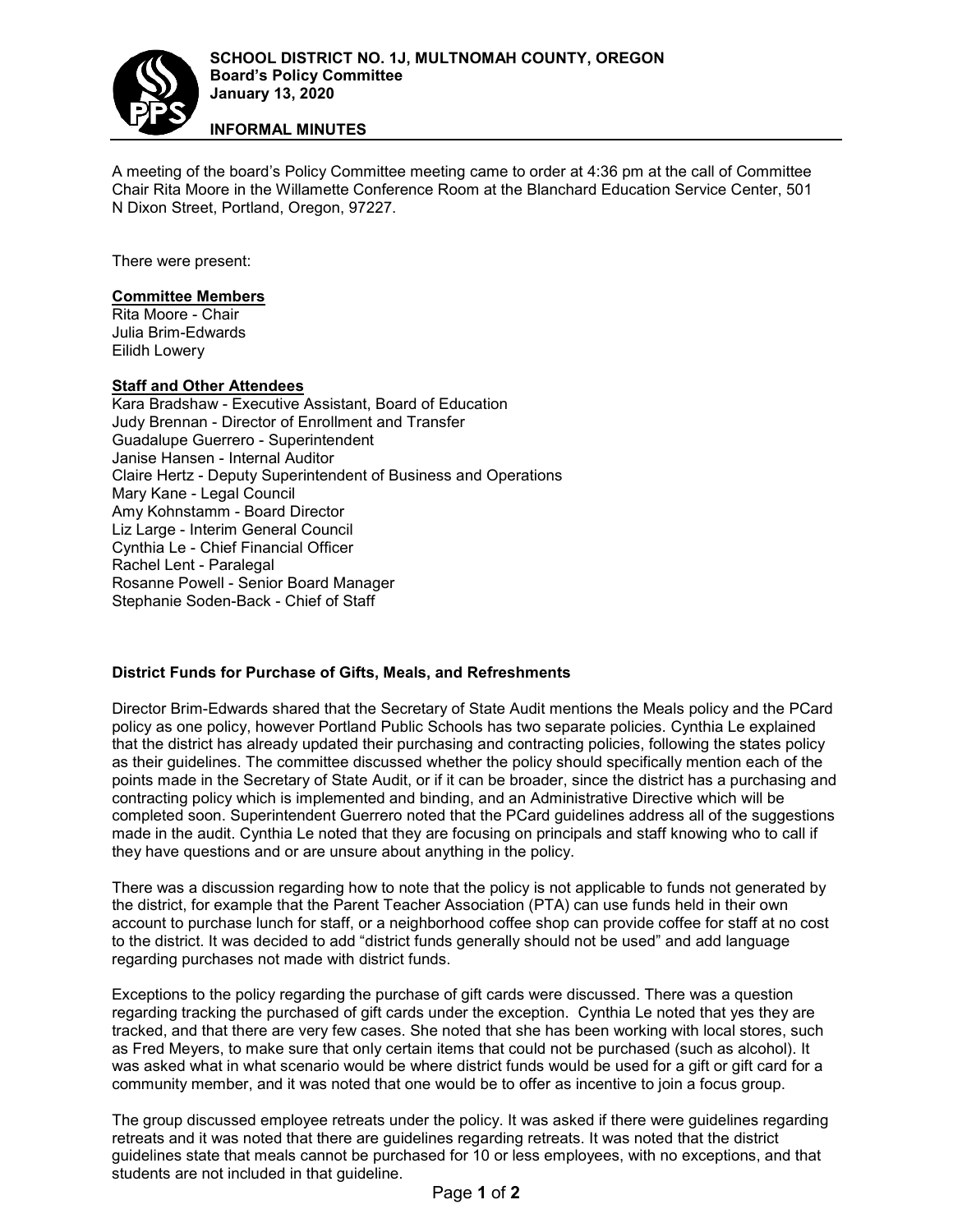**SCHOOL DISTRICT NO. 1J, MULTNOMAH COUNTY, OREGON**
**Board's Policy Committee**
**January 13, 2020**

**INFORMAL MINUTES**

A meeting of the board's Policy Committee meeting came to order at 4:36 pm at the call of Committee Chair Rita Moore in the Willamette Conference Room at the Blanchard Education Service Center, 501 N Dixon Street, Portland, Oregon, 97227.

There were present:

**Committee Members**
Rita Moore - Chair
Julia Brim-Edwards
Eilidh Lowery

**Staff and Other Attendees**
Kara Bradshaw - Executive Assistant, Board of Education
Judy Brennan - Director of Enrollment and Transfer
Guadalupe Guerrero - Superintendent
Janise Hansen - Internal Auditor
Claire Hertz - Deputy Superintendent of Business and Operations
Mary Kane - Legal Council
Amy Kohnstamm - Board Director
Liz Large - Interim General Council
Cynthia Le - Chief Financial Officer
Rachel Lent - Paralegal
Rosanne Powell - Senior Board Manager
Stephanie Soden-Back - Chief of Staff

**District Funds for Purchase of Gifts, Meals, and Refreshments**

Director Brim-Edwards shared that the Secretary of State Audit mentions the Meals policy and the PCard policy as one policy, however Portland Public Schools has two separate policies. Cynthia Le explained that the district has already updated their purchasing and contracting policies, following the states policy as their guidelines. The committee discussed whether the policy should specifically mention each of the points made in the Secretary of State Audit, or if it can be broader, since the district has a purchasing and contracting policy which is implemented and binding, and an Administrative Directive which will be completed soon. Superintendent Guerrero noted that the PCard guidelines address all of the suggestions made in the audit. Cynthia Le noted that they are focusing on principals and staff knowing who to call if they have questions and or are unsure about anything in the policy.

There was a discussion regarding how to note that the policy is not applicable to funds not generated by the district, for example that the Parent Teacher Association (PTA) can use funds held in their own account to purchase lunch for staff, or a neighborhood coffee shop can provide coffee for staff at no cost to the district. It was decided to add "district funds generally should not be used" and add language regarding purchases not made with district funds.

Exceptions to the policy regarding the purchase of gift cards were discussed. There was a question regarding tracking the purchased of gift cards under the exception. Cynthia Le noted that yes they are tracked, and that there are very few cases. She noted that she has been working with local stores, such as Fred Meyers, to make sure that only certain items that could not be purchased (such as alcohol). It was asked what in what scenario would be where district funds would be used for a gift or gift card for a community member, and it was noted that one would be to offer as incentive to join a focus group.

The group discussed employee retreats under the policy. It was asked if there were guidelines regarding retreats and it was noted that there are guidelines regarding retreats. It was noted that the district guidelines state that meals cannot be purchased for 10 or less employees, with no exceptions, and that students are not included in that guideline.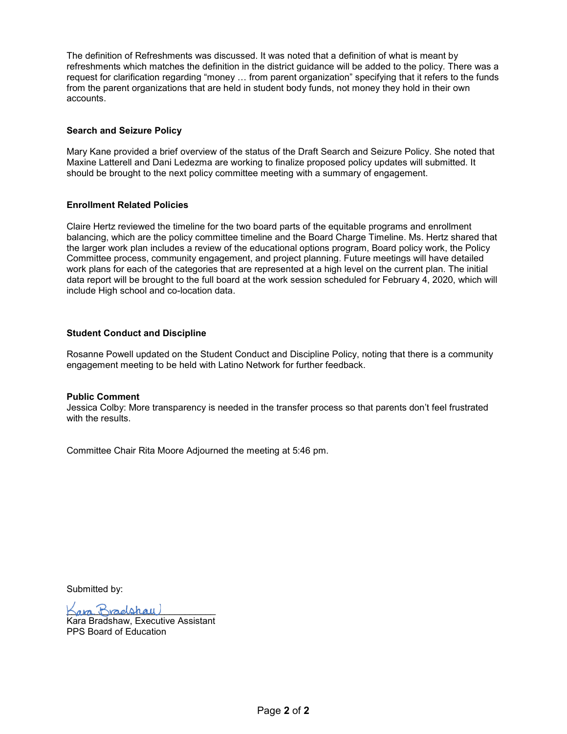The definition of Refreshments was discussed. It was noted that a definition of what is meant by refreshments which matches the definition in the district guidance will be added to the policy. There was a request for clarification regarding "money … from parent organization" specifying that it refers to the funds from the parent organizations that are held in student body funds, not money they hold in their own accounts.

**Search and Seizure Policy**

Mary Kane provided a brief overview of the status of the Draft Search and Seizure Policy. She noted that Maxine Latterell and Dani Ledezma are working to finalize proposed policy updates will submitted. It should be brought to the next policy committee meeting with a summary of engagement.

**Enrollment Related Policies**

Claire Hertz reviewed the timeline for the two board parts of the equitable programs and enrollment balancing, which are the policy committee timeline and the Board Charge Timeline. Ms. Hertz shared that the larger work plan includes a review of the educational options program, Board policy work, the Policy Committee process, community engagement, and project planning. Future meetings will have detailed work plans for each of the categories that are represented at a high level on the current plan. The initial data report will be brought to the full board at the work session scheduled for February 4, 2020, which will include High school and co-location data.

**Student Conduct and Discipline**

Rosanne Powell updated on the Student Conduct and Discipline Policy, noting that there is a community engagement meeting to be held with Latino Network for further feedback.

**Public Comment**

Jessica Colby: More transparency is needed in the transfer process so that parents don't feel frustrated with the results.

Committee Chair Rita Moore Adjourned the meeting at 5:46 pm.

Submitted by:

Kara Bradshaw

Kara Bradshaw, Executive Assistant
PPS Board of Education